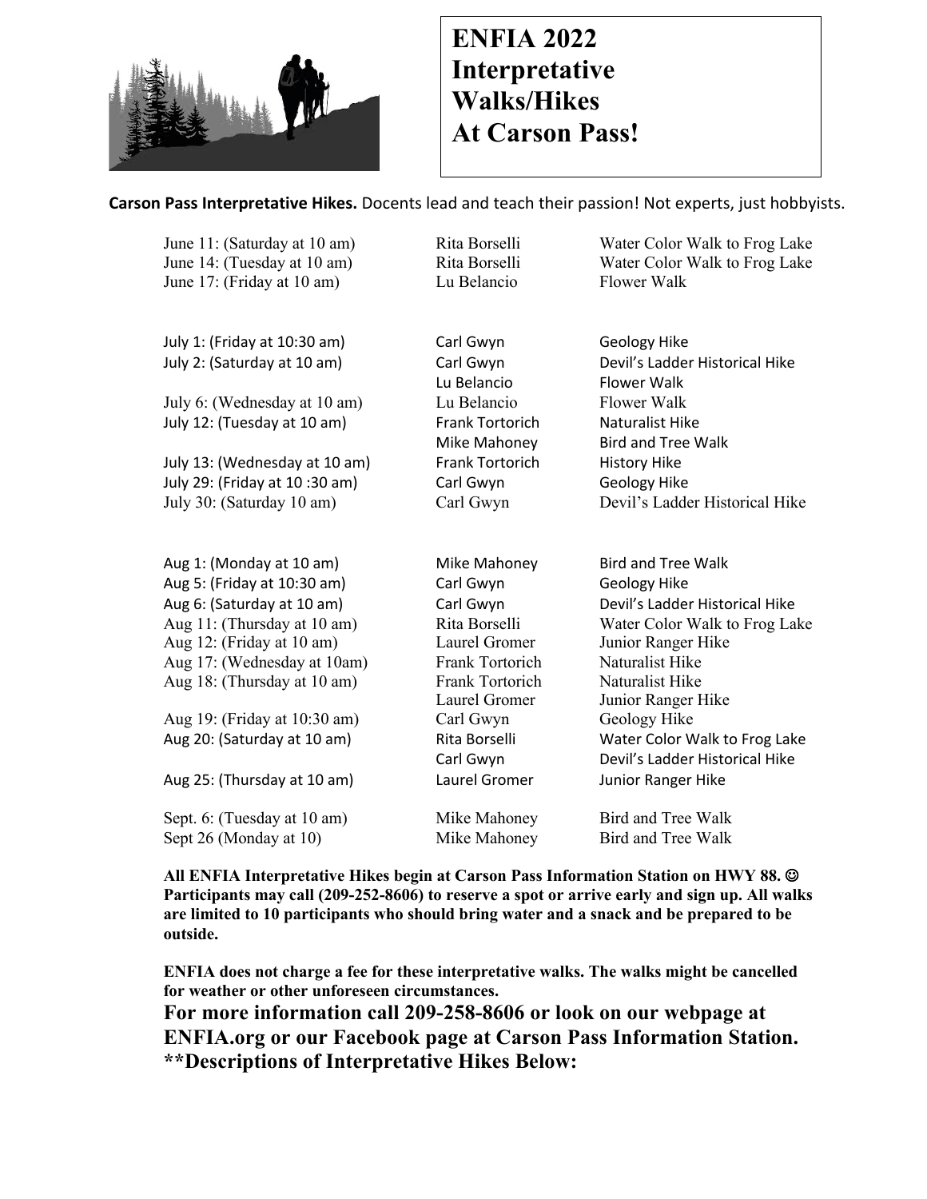# ENFIA 2022 Interpretative Walks/Hikes At Carson Pass!

**Carson Pass Interpretative Hikes.** Docents lead and teach their passion! Not experts, just hobbyists.

| Date | Docent | Hike |
|---|---|---|
| June 11: (Saturday at 10 am) | Rita Borselli | Water Color Walk to Frog Lake |
| June 14: (Tuesday at 10 am) | Rita Borselli | Water Color Walk to Frog Lake |
| June 17: (Friday at 10 am) | Lu Belancio | Flower Walk |
| July 1: (Friday at 10:30 am) | Carl Gwyn | Geology Hike |
| July 2: (Saturday at 10 am) | Carl Gwyn | Devil's Ladder Historical Hike |
| | Lu Belancio | Flower Walk |
| July 6: (Wednesday at 10 am) | Lu Belancio | Flower Walk |
| July 12: (Tuesday at 10 am) | Frank Tortorich | Naturalist Hike |
| | Mike Mahoney | Bird and Tree Walk |
| July 13: (Wednesday at 10 am) | Frank Tortorich | History Hike |
| July 29: (Friday at 10 :30 am) | Carl Gwyn | Geology Hike |
| July 30: (Saturday 10 am) | Carl Gwyn | Devil's Ladder Historical Hike |
| Aug 1: (Monday at 10 am) | Mike Mahoney | Bird and Tree Walk |
| Aug 5: (Friday at 10:30 am) | Carl Gwyn | Geology Hike |
| Aug 6: (Saturday at 10 am) | Carl Gwyn | Devil's Ladder Historical Hike |
| Aug 11: (Thursday at 10 am) | Rita Borselli | Water Color Walk to Frog Lake |
| Aug 12: (Friday at 10 am) | Laurel Gromer | Junior Ranger Hike |
| Aug 17: (Wednesday at 10am) | Frank Tortorich | Naturalist Hike |
| Aug 18: (Thursday at 10 am) | Frank Tortorich | Naturalist Hike |
| | Laurel Gromer | Junior Ranger Hike |
| Aug 19: (Friday at 10:30 am) | Carl Gwyn | Geology Hike |
| Aug 20: (Saturday at 10 am) | Rita Borselli | Water Color Walk to Frog Lake |
| | Carl Gwyn | Devil's Ladder Historical Hike |
| Aug 25: (Thursday at 10 am) | Laurel Gromer | Junior Ranger Hike |
| Sept. 6: (Tuesday at 10 am) | Mike Mahoney | Bird and Tree Walk |
| Sept 26 (Monday at 10) | Mike Mahoney | Bird and Tree Walk |

**All ENFIA Interpretative Hikes begin at Carson Pass Information Station on HWY 88. ☺ Participants may call (209-252-8606) to reserve a spot or arrive early and sign up. All walks are limited to 10 participants who should bring water and a snack and be prepared to be outside.**

**ENFIA does not charge a fee for these interpretative walks. The walks might be cancelled for weather or other unforeseen circumstances.**

**For more information call 209-258-8606 or look on our webpage at ENFIA.org or our Facebook page at Carson Pass Information Station.**

****Descriptions of Interpretative Hikes Below:**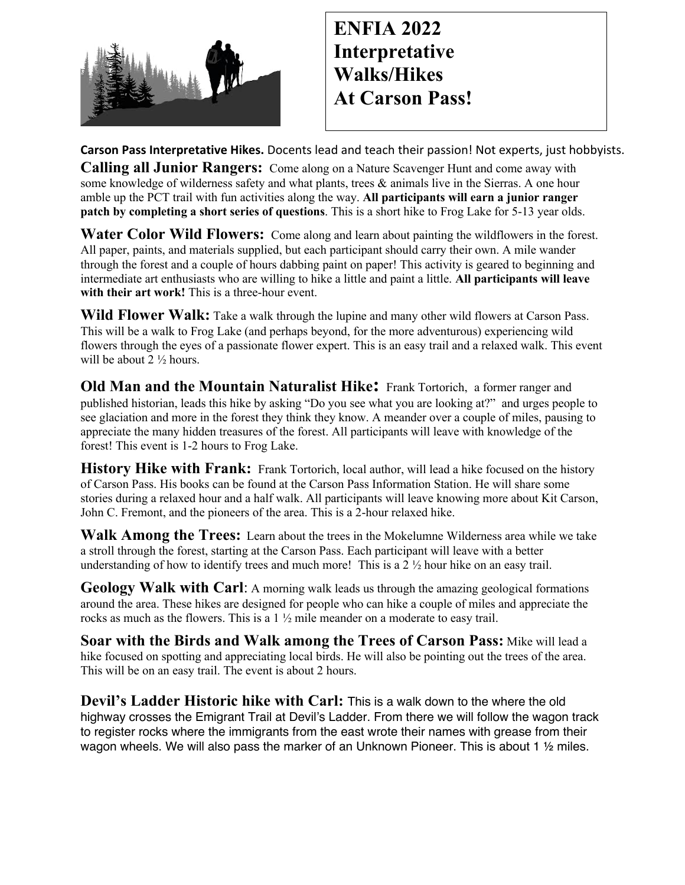# ENFIA 2022 Interpretative Walks/Hikes At Carson Pass!

**Carson Pass Interpretative Hikes.** Docents lead and teach their passion! Not experts, just hobbyists.

**Calling all Junior Rangers:** Come along on a Nature Scavenger Hunt and come away with some knowledge of wilderness safety and what plants, trees & animals live in the Sierras. A one hour amble up the PCT trail with fun activities along the way. **All participants will earn a junior ranger patch by completing a short series of questions**. This is a short hike to Frog Lake for 5-13 year olds.

**Water Color Wild Flowers:** Come along and learn about painting the wildflowers in the forest. All paper, paints, and materials supplied, but each participant should carry their own. A mile wander through the forest and a couple of hours dabbing paint on paper! This activity is geared to beginning and intermediate art enthusiasts who are willing to hike a little and paint a little. **All participants will leave with their art work!** This is a three-hour event.

**Wild Flower Walk:** Take a walk through the lupine and many other wild flowers at Carson Pass. This will be a walk to Frog Lake (and perhaps beyond, for the more adventurous) experiencing wild flowers through the eyes of a passionate flower expert. This is an easy trail and a relaxed walk. This event will be about 2 ½ hours.

**Old Man and the Mountain Naturalist Hike:** Frank Tortorich, a former ranger and published historian, leads this hike by asking "Do you see what you are looking at?" and urges people to see glaciation and more in the forest they think they know. A meander over a couple of miles, pausing to appreciate the many hidden treasures of the forest. All participants will leave with knowledge of the forest! This event is 1-2 hours to Frog Lake.

**History Hike with Frank:** Frank Tortorich, local author, will lead a hike focused on the history of Carson Pass. His books can be found at the Carson Pass Information Station. He will share some stories during a relaxed hour and a half walk. All participants will leave knowing more about Kit Carson, John C. Fremont, and the pioneers of the area. This is a 2-hour relaxed hike.

**Walk Among the Trees:** Learn about the trees in the Mokelumne Wilderness area while we take a stroll through the forest, starting at the Carson Pass. Each participant will leave with a better understanding of how to identify trees and much more! This is a 2 ½ hour hike on an easy trail.

**Geology Walk with Carl**: A morning walk leads us through the amazing geological formations around the area. These hikes are designed for people who can hike a couple of miles and appreciate the rocks as much as the flowers. This is a 1 ½ mile meander on a moderate to easy trail.

**Soar with the Birds and Walk among the Trees of Carson Pass:** Mike will lead a hike focused on spotting and appreciating local birds. He will also be pointing out the trees of the area. This will be on an easy trail. The event is about 2 hours.

**Devil's Ladder Historic hike with Carl:** This is a walk down to the where the old highway crosses the Emigrant Trail at Devil's Ladder. From there we will follow the wagon track to register rocks where the immigrants from the east wrote their names with grease from their wagon wheels. We will also pass the marker of an Unknown Pioneer. This is about 1 ½ miles.